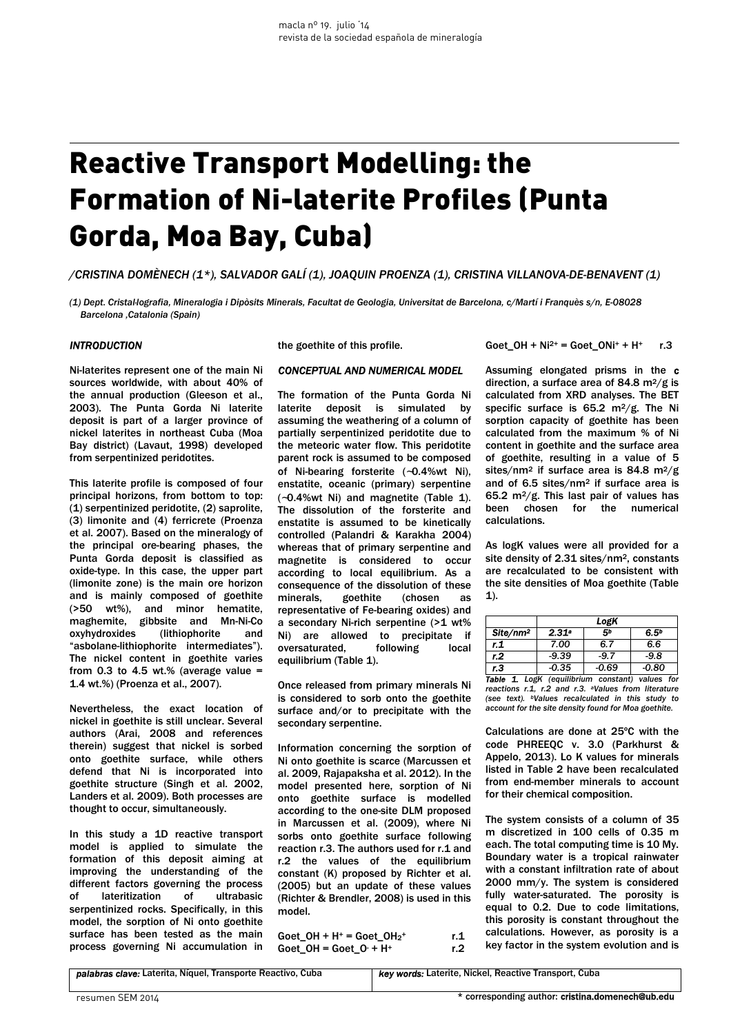# Reactive Transport Modelling: the Formation of Ni-laterite Profiles (Punta Gorda, Moa Bay, Cuba)

/CRISTINA DOMÈNECH (1*), SALVADOR GALÍ (1), JOAQUIN PROENZA (1), CRISTINA VILLANOVA-DE-BENAVENT (1)

(1) Dept. Cristal·lografia, Mineralogia i Dipòsits Minerals, Facultat de Geologia, Universitat de Barcelona, c/Martí i Franquès s/n, E-08028 Barcelona ,Catalonia (Spain)

## INTRODUCTION

Ni-laterites represent one of the main Ni sources worldwide, with about 40% of the annual production (Gleeson et al., 2003). The Punta Gorda Ni laterite deposit is part of a larger province of nickel laterites in northeast Cuba (Moa Bay district) (Lavaut, 1998) developed from serpentinized peridotites.

This laterite profile is composed of four principal horizons, from bottom to top: (1) serpentinized peridotite, (2) saprolite, (3) limonite and (4) ferricrete (Proenza et al. 2007). Based on the mineralogy of the principal ore-bearing phases, the Punta Gorda deposit is classified as oxide-type. In this case, the upper part (limonite zone) is the main ore horizon and is mainly composed of goethite (>50 wt%), and minor hematite, maghemite, gibbsite and Mn-Ni-Co oxyhydroxides (lithiophorite and "asbolane-lithiophorite intermediates"). The nickel content in goethite varies from 0.3 to 4.5 wt.% (average value = 1.4 wt.%) (Proenza et al., 2007).

Nevertheless, the exact location of nickel in goethite is still unclear. Several authors (Arai, 2008 and references therein) suggest that nickel is sorbed onto goethite surface, while others defend that Ni is incorporated into goethite structure (Singh et al. 2002, Landers et al. 2009). Both processes are thought to occur, simultaneously.

In this study a 1D reactive transport model is applied to simulate the formation of this deposit aiming at improving the understanding of the different factors governing the process of lateritization of ultrabasic serpentinized rocks. Specifically, in this model, the sorption of Ni onto goethite surface has been tested as the main process governing Ni accumulation in the goethite of this profile.

## CONCEPTUAL AND NUMERICAL MODEL

The formation of the Punta Gorda Ni laterite deposit is simulated by assuming the weathering of a column of partially serpentinized peridotite due to the meteoric water flow. This peridotite parent rock is assumed to be composed of Ni-bearing forsterite (~0.4%wt Ni), enstatite, oceanic (primary) serpentine (~0.4%wt Ni) and magnetite (Table 1). The dissolution of the forsterite and enstatite is assumed to be kinetically controlled (Palandri & Karakha 2004) whereas that of primary serpentine and magnetite is considered to occur according to local equilibrium. As a consequence of the dissolution of these minerals, goethite (chosen as representative of Fe-bearing oxides) and a secondary Ni-rich serpentine (>1 wt% Ni) are allowed to precipitate if oversaturated, following local equilibrium (Table 1).

Once released from primary minerals Ni is considered to sorb onto the goethite surface and/or to precipitate with the secondary serpentine.

Information concerning the sorption of Ni onto goethite is scarce (Marcussen et al. 2009, Rajapaksha et al. 2012). In the model presented here, sorption of Ni onto goethite surface is modelled according to the one-site DLM proposed in Marcussen et al. (2009), where Ni sorbs onto goethite surface following reaction r.3. The authors used for r.1 and r.2 the values of the equilibrium constant (K) proposed by Richter et al. (2005) but an update of these values (Richter & Brendler, 2008) is used in this model.

$$Goet\_OH + H^+ = Goet\_OH_2^+ \qquad r.1$$

$$Goet\_OH = Goet\_O^- + H^+ \qquad r.2$$

$$Goet\_OH + Ni^{2+} = Goet\_ONi^+ + H^+ \qquad r.3$$

Assuming elongated prisms in the **c** direction, a surface area of 84.8 $m^2/g$ is calculated from XRD analyses. The BET specific surface is 65.2 $m^2/g$. The Ni sorption capacity of goethite has been calculated from the maximum % of Ni content in goethite and the surface area of goethite, resulting in a value of 5 sites/$nm^2$ if surface area is 84.8 $m^2/g$ and of 6.5 sites/$nm^2$ if surface area is 65.2 $m^2/g$. This last pair of values has been chosen for the numerical calculations.

As logK values were all provided for a site density of 2.31 sites/$nm^2$, constants are recalculated to be consistent with the site densities of Moa goethite (Table 1).

| | LogK | | |
|---|---|---|---|
| Site/nm² | 2.31[a] | 5[b] | 6.5[b] |
| r.1 | 7.00 | 6.7 | 6.6 |
| r.2 | -9.39 | -9.7 | -9.8 |
| r.3 | -0.35 | -0.69 | -0.80 |

*Table 1. LogK (equilibrium constant) values for reactions r.1, r.2 and r.3. [a]Values from literature (see text). [b]Values recalculated in this study to account for the site density found for Moa goethite.*

Calculations are done at 25ºC with the code PHREEQC v. 3.0 (Parkhurst & Appelo, 2013). Lo K values for minerals listed in Table 2 have been recalculated from end-member minerals to account for their chemical composition.

The system consists of a column of 35 m discretized in 100 cells of 0.35 m each. The total computing time is 10 My. Boundary water is a tropical rainwater with a constant infiltration rate of about 2000 mm/y. The system is considered fully water-saturated. The porosity is equal to 0.2. Due to code limitations, this porosity is constant throughout the calculations. However, as porosity is a key factor in the system evolution and is

| *palabras clave:* Laterita, Níquel, Transporte Reactivo, Cuba | *key words:* Laterite, Nickel, Reactive Transport, Cuba |
|---|---|

\* corresponding author: cristina.domenech@ub.edu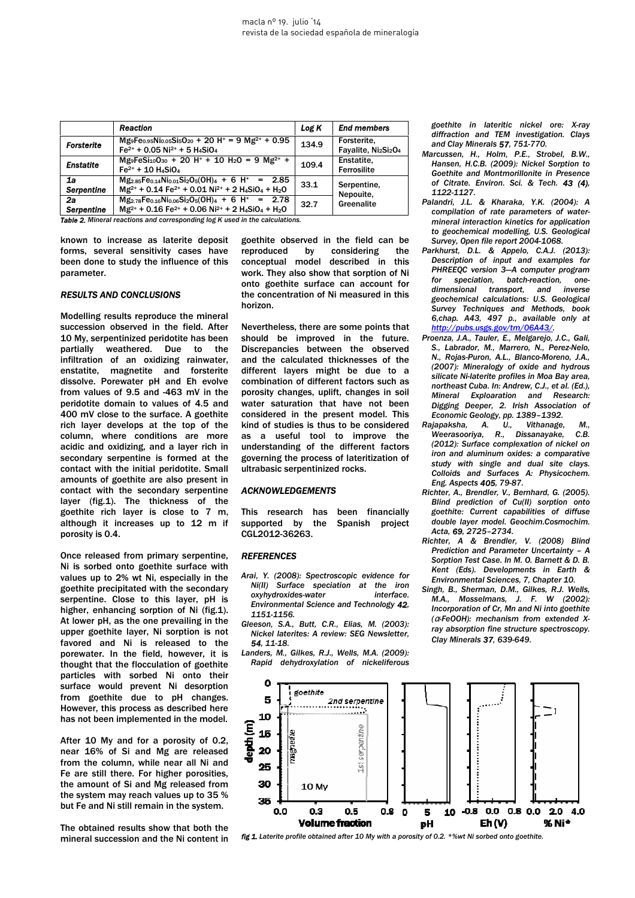| | Reaction | Log K | End members |
|---|---|---|---|
| ***Forsterite*** | $Mg_9Fe_{0.95}Ni_{0.05}Si_5O_{20} + 20\ H^+ = 9\ Mg^{2+} + 0.95\ Fe^{2+} + 0.05\ Ni^{2+} + 5\ H_4SiO_4$ | 134.9 | Forsterite, Fayalite, $Ni_2Si_2O_4$ |
| ***Enstatite*** | $Mg_9FeSi_{10}O_{30} + 20\ H^+ + 10\ H_2O = 9\ Mg^{2+} + Fe^{2+} + 10\ H_4SiO_4$ | 109.4 | Enstatite, Ferrosilite |
| ***1a Serpentine*** | $Mg_{2.85}Fe_{0.14}Ni_{0.01}Si_2O_5(OH)_4 + 6\ H^+ = 2.85\ Mg^{2+} + 0.14\ Fe^{2+} + 0.01\ Ni^{2+} + 2\ H_4SiO_4 + H_2O$ | 33.1 | Serpentine, Nepouite, Greenalite |
| ***2a Serpentine*** | $Mg_{2.78}Fe_{0.16}Ni_{0.06}Si_2O_5(OH)_4 + 6\ H^+ = 2.78\ Mg^{2+} + 0.16\ Fe^{2+} + 0.06\ Ni^{2+} + 2\ H_4SiO_4 + H_2O$ | 32.7 | |

*Table 2. Mineral reactions and corresponding log K used in the calculations.*

known to increase as laterite deposit forms, several sensitivity cases have been done to study the influence of this parameter.

### RESULTS AND CONCLUSIONS

Modelling results reproduce the mineral succession observed in the field. After 10 My, serpentinized peridotite has been partially weathered. Due to the infiltration of an oxidizing rainwater, enstatite, magnetite and forsterite dissolve. Porewater pH and Eh evolve from values of 9.5 and -463 mV in the peridotite domain to values of 4.5 and 400 mV close to the surface. A goethite rich layer develops at the top of the column, where conditions are more acidic and oxidizing, and a layer rich in secondary serpentine is formed at the contact with the initial peridotite. Small amounts of goethite are also present in contact with the secondary serpentine layer (fig.1). The thickness of the goethite rich layer is close to 7 m, although it increases up to 12 m if porosity is 0.4.

Once released from primary serpentine, Ni is sorbed onto goethite surface with values up to 2% wt Ni, especially in the goethite precipitated with the secondary serpentine. Close to this layer, pH is higher, enhancing sorption of Ni (fig.1). At lower pH, as the one prevailing in the upper goethite layer, Ni sorption is not favored and Ni is released to the porewater. In the field, however, it is thought that the flocculation of goethite particles with sorbed Ni onto their surface would prevent Ni desorption from goethite due to pH changes. However, this process as described here has not been implemented in the model.

After 10 My and for a porosity of 0.2, near 16% of Si and Mg are released from the column, while near all Ni and Fe are still there. For higher porosities, the amount of Si and Mg released from the system may reach values up to 35 % but Fe and Ni still remain in the system.

The obtained results show that both the mineral succession and the Ni content in goethite observed in the field can be reproduced by considering the conceptual model described in this work. They also show that sorption of Ni onto goethite surface can account for the concentration of Ni measured in this horizon.

Nevertheless, there are some points that should be improved in the future. Discrepancies between the observed and the calculated thicknesses of the different layers might be due to a combination of different factors such as porosity changes, uplift, changes in soil water saturation that have not been considered in the present model. This kind of studies is thus to be considered as a useful tool to improve the understanding of the different factors governing the process of lateritization of ultrabasic serpentinized rocks.

### ACKNOWLEDGEMENTS

This research has been financially supported by the Spanish project CGL2012-36263.

### REFERENCES

*Arai, Y. (2008): Spectroscopic evidence for Ni(II) Surface speciation at the iron oxyhydroxides-water interface. Environmental Science and Technology* ***42****, 1151-1156.*

*Gleeson, S.A., Butt, C.R., Elias, M. (2003): Nickel laterites: A review: SEG Newsletter,* ***54****, 11-18.*

*Landers, M., Gilkes, R.J., Wells, M.A. (2009): Rapid dehydroxylation of nickeliferous goethite in lateritic nickel ore: X-ray diffraction and TEM investigation. Clays and Clay Minerals* ***57****, 751-770.*

*Marcussen, H., Holm, P.E., Strobel, B.W., Hansen, H.C.B. (2009): Nickel Sorption to Goethite and Montmorillonite in Presence of Citrate. Environ. Sci. & Tech.* ***43 (4)****, 1122-1127.*

*Palandri, J.L. & Kharaka, Y.K. (2004): A compilation of rate parameters of water-mineral interaction kinetics for application to geochemical modelling, U.S. Geological Survey, Open file report 2004-1068.*

*Parkhurst, D.L. & Appelo, C.A.J. (2013): Description of input and examples for PHREEQC version 3—A computer program for speciation, batch-reaction, one-dimensional transport, and inverse geochemical calculations: U.S. Geological Survey Techniques and Methods, book 6,chap. A43, 497 p., available only at http://pubs.usgs.gov/tm/06A43/.*

*Proenza, J.A., Tauler, E., Melgarejo, J.C., Gali, S., Labrador, M., Marrero, N., Perez-Nelo, N., Rojas-Puron, A.L., Blanco-Moreno, J.A., (2007): Mineralogy of oxide and hydrous silicate Ni-laterite profiles in Moa Bay area, northeast Cuba. In: Andrew, C.J., et al. (Ed.), Mineral Exploaration and Research: Digging Deeper, 2. Irish Association of Economic Geology, pp. 1389–1392.*

*Rajapaksha, A. U., Vithanage, M., Weerasooriya, R., Dissanayake, C.B. (2012): Surface complexation of nickel on iron and aluminum oxides: a comparative study with single and dual site clays. Colloids and Surfaces A: Physicochem. Eng. Aspects* ***405****, 79-87.*

*Richter, A., Brendler, V., Bernhard, G. (2005). Blind prediction of Cu(II) sorption onto goethite: Current capabilities of diffuse double layer model. Geochim.Cosmochim. Acta,* ***69****, 2725–2734.*

*Richter, A & Brendler, V. (2008) Blind Prediction and Parameter Uncertainty – A Sorption Test Case. In M. O. Barnett & D. B. Kent (Eds). Developments in Earth & Environmental Sciences, 7, Chapter 10.*

*Singh, B., Sherman, D.M., Gilkes, R.J. Wells, M.A., Mosselmans, J. F. W (2002): Incorporation of Cr, Mn and Ni into goethite (α-FeOOH): mechanism from extended X-ray absorption fine structure spectroscopy. Clay Minerals* ***37****, 639-649.*

goethite
2nd serpentine
magnetite
1st serpentine
10 My
depth (m)
0
5
10
15
20
25
30
35
0.0 0.3 0.5 0.8
Volume fraction
0 5 10
pH
-0.8 0.0 0.8
Eh (V)
0.0 2.0 4.0
% Ni*

*fig 1. Laterite profile obtained after 10 My with a porosity of 0.2. \*%wt Ni sorbed onto goethite.*